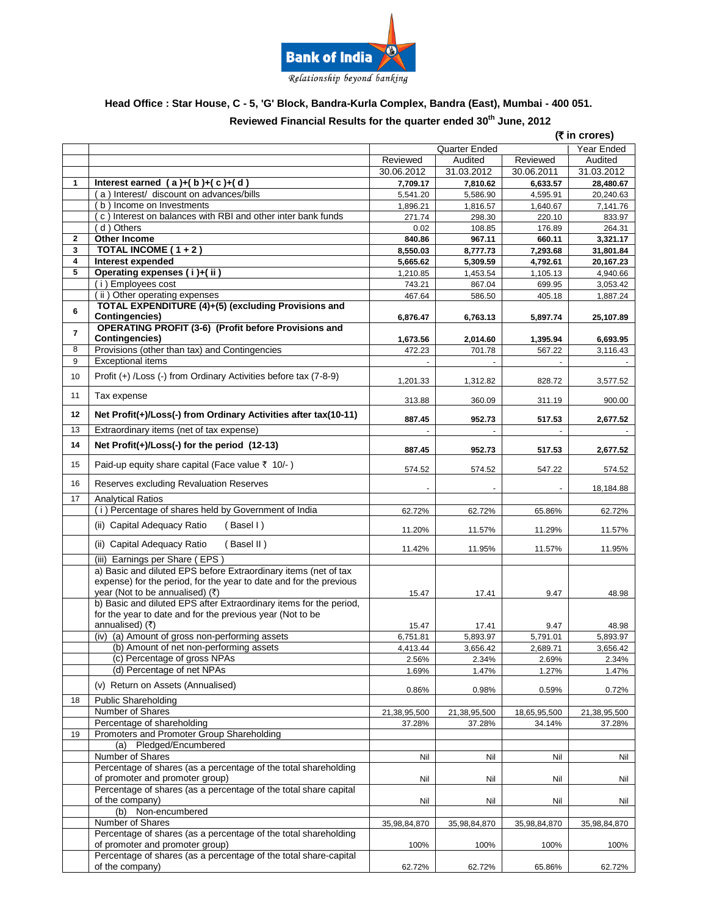**Bank of India**

*Relationship beyond banking*

## Head Office : Star House, C - 5, 'G' Block, Bandra-Kurla Complex, Bandra (East), Mumbai - 400 051.

### Reviewed Financial Results for the quarter ended 30th June, 2012

**(₹ in crores)**

| | | Quarter Ended | | | Year Ended |
|---|---|---|---|---|---|
| | | Reviewed | Audited | Reviewed | Audited |
| | | 30.06.2012 | 31.03.2012 | 30.06.2011 | 31.03.2012 |
| 1 | **Interest earned ( a )+( b )+( c )+( d )** | **7,709.17** | **7,810.62** | **6,633.57** | **28,480.67** |
| | ( a ) Interest/ discount on advances/bills | 5,541.20 | 5,586.90 | 4,595.91 | 20,240.63 |
| | ( b ) Income on Investments | 1,896.21 | 1,816.57 | 1,640.67 | 7,141.76 |
| | ( c ) Interest on balances with RBI and other inter bank funds | 271.74 | 298.30 | 220.10 | 833.97 |
| | ( d ) Others | 0.02 | 108.85 | 176.89 | 264.31 |
| 2 | **Other Income** | **840.86** | **967.11** | **660.11** | **3,321.17** |
| 3 | **TOTAL INCOME ( 1 + 2 )** | **8,550.03** | **8,777.73** | **7,293.68** | **31,801.84** |
| 4 | **Interest expended** | **5,665.62** | **5,309.59** | **4,792.61** | **20,167.23** |
| 5 | **Operating expenses ( i )+( ii )** | 1,210.85 | 1,453.54 | 1,105.13 | 4,940.66 |
| | ( i ) Employees cost | 743.21 | 867.04 | 699.95 | 3,053.42 |
| | ( ii ) Other operating expenses | 467.64 | 586.50 | 405.18 | 1,887.24 |
| 6 | **TOTAL EXPENDITURE (4)+(5) (excluding Provisions and Contingencies)** | **6,876.47** | **6,763.13** | **5,897.74** | **25,107.89** |
| 7 | **OPERATING PROFIT (3-6) (Profit before Provisions and Contingencies)** | **1,673.56** | **2,014.60** | **1,395.94** | **6,693.95** |
| 8 | Provisions (other than tax) and Contingencies | 472.23 | 701.78 | 567.22 | 3,116.43 |
| 9 | Exceptional items | - | - | - | - |
| 10 | Profit (+) /Loss (-) from Ordinary Activities before tax (7-8-9) | 1,201.33 | 1,312.82 | 828.72 | 3,577.52 |
| 11 | Tax expense | 313.88 | 360.09 | 311.19 | 900.00 |
| 12 | **Net Profit(+)/Loss(-) from Ordinary Activities after tax(10-11)** | **887.45** | **952.73** | **517.53** | **2,677.52** |
| 13 | Extraordinary items (net of tax expense) | - | - | - | - |
| 14 | **Net Profit(+)/Loss(-) for the period (12-13)** | **887.45** | **952.73** | **517.53** | **2,677.52** |
| 15 | Paid-up equity share capital (Face value ₹ 10/- ) | 574.52 | 574.52 | 547.22 | 574.52 |
| 16 | Reserves excluding Revaluation Reserves | - | - | - | 18,184.88 |
| 17 | Analytical Ratios | | | | |
| | ( i ) Percentage of shares held by Government of India | 62.72% | 62.72% | 65.86% | 62.72% |
| | (ii) Capital Adequacy Ratio ( Basel I ) | 11.20% | 11.57% | 11.29% | 11.57% |
| | (ii) Capital Adequacy Ratio ( Basel II ) | 11.42% | 11.95% | 11.57% | 11.95% |
| | (iii) Earnings per Share ( EPS ) | | | | |
| | a) Basic and diluted EPS before Extraordinary items (net of tax expense) for the period, for the year to date and for the previous year (Not to be annualised) (₹) | 15.47 | 17.41 | 9.47 | 48.98 |
| | b) Basic and diluted EPS after Extraordinary items for the period, for the year to date and for the previous year (Not to be annualised) (₹) | 15.47 | 17.41 | 9.47 | 48.98 |
| | (iv) (a) Amount of gross non-performing assets | 6,751.81 | 5,893.97 | 5,791.01 | 5,893.97 |
| | (b) Amount of net non-performing assets | 4,413.44 | 3,656.42 | 2,689.71 | 3,656.42 |
| | (c) Percentage of gross NPAs | 2.56% | 2.34% | 2.69% | 2.34% |
| | (d) Percentage of net NPAs | 1.69% | 1.47% | 1.27% | 1.47% |
| | (v) Return on Assets (Annualised) | 0.86% | 0.98% | 0.59% | 0.72% |
| 18 | Public Shareholding | | | | |
| | Number of Shares | 21,38,95,500 | 21,38,95,500 | 18,65,95,500 | 21,38,95,500 |
| | Percentage of shareholding | 37.28% | 37.28% | 34.14% | 37.28% |
| 19 | Promoters and Promoter Group Shareholding | | | | |
| | (a) Pledged/Encumbered | | | | |
| | Number of Shares | Nil | Nil | Nil | Nil |
| | Percentage of shares (as a percentage of the total shareholding of promoter and promoter group) | Nil | Nil | Nil | Nil |
| | Percentage of shares (as a percentage of the total share capital of the company) | Nil | Nil | Nil | Nil |
| | (b) Non-encumbered | | | | |
| | Number of Shares | 35,98,84,870 | 35,98,84,870 | 35,98,84,870 | 35,98,84,870 |
| | Percentage of shares (as a percentage of the total shareholding of promoter and promoter group) | 100% | 100% | 100% | 100% |
| | Percentage of shares (as a percentage of the total share-capital of the company) | 62.72% | 62.72% | 65.86% | 62.72% |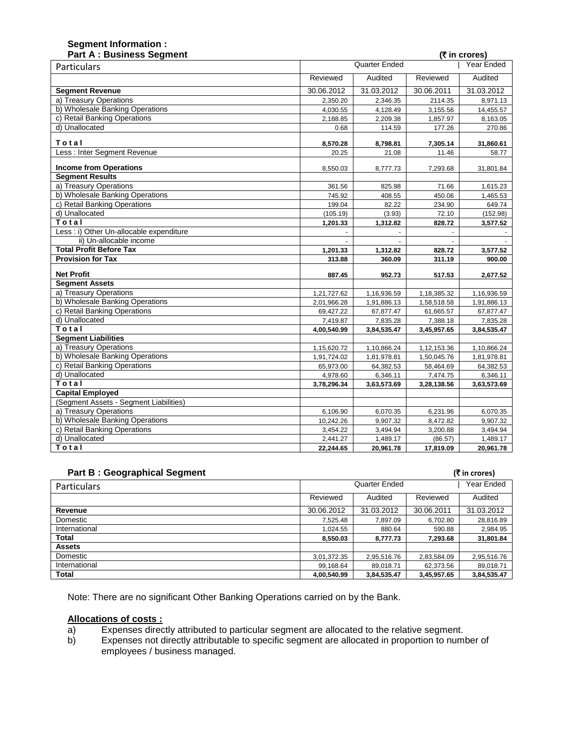## Segment Information :

### Part A : Business Segment

(₹ in crores)

| Particulars | Quarter Ended | | | Year Ended |
|---|---|---|---|---|
| | Reviewed | Audited | Reviewed | Audited |
| **Segment Revenue** | 30.06.2012 | 31.03.2012 | 30.06.2011 | 31.03.2012 |
| a) Treasury Operations | 2,350.20 | 2,346.35 | 2114.35 | 8,971.13 |
| b) Wholesale Banking Operations | 4,030.55 | 4,128.49 | 3,155.56 | 14,455.57 |
| c) Retail Banking Operations | 2,188.85 | 2,209.38 | 1,857.97 | 8,163.05 |
| d) Unallocated | 0.68 | 114.59 | 177.26 | 270.86 |
| **Total** | **8,570.28** | **8,798.81** | **7,305.14** | **31,860.61** |
| Less : Inter Segment Revenue | 20.25 | 21.08 | 11.46 | 58.77 |
| **Income from Operations** | 8,550.03 | 8,777.73 | 7,293.68 | 31,801.84 |
| **Segment Results** | | | | |
| a) Treasury Operations | 361.56 | 825.98 | 71.66 | 1,615.23 |
| b) Wholesale Banking Operations | 745.92 | 408.55 | 450.06 | 1,465.53 |
| c) Retail Banking Operations | 199.04 | 82.22 | 234.90 | 649.74 |
| d) Unallocated | (105.19) | (3.93) | 72.10 | (152.98) |
| **Total** | **1,201.33** | **1,312.82** | **828.72** | **3,577.52** |
| Less : i) Other Un-allocable expenditure | - | - | - | - |
| ii) Un-allocable income | - | - | - | - |
| **Total Profit Before Tax** | **1,201.33** | **1,312.82** | **828.72** | **3,577.52** |
| **Provision for Tax** | **313.88** | **360.09** | **311.19** | **900.00** |
| **Net Profit** | **887.45** | **952.73** | **517.53** | **2,677.52** |
| **Segment Assets** | | | | |
| a) Treasury Operations | 1,21,727.62 | 1,16,936.59 | 1,18,385.32 | 1,16,936.59 |
| b) Wholesale Banking Operations | 2,01,966.28 | 1,91,886.13 | 1,58,518.58 | 1,91,886.13 |
| c) Retail Banking Operations | 69,427.22 | 67,877.47 | 61,665.57 | 67,877.47 |
| d) Unallocated | 7,419.87 | 7,835.28 | 7,388.18 | 7,835.28 |
| **Total** | **4,00,540.99** | **3,84,535.47** | **3,45,957.65** | **3,84,535.47** |
| **Segment Liabilities** | | | | |
| a) Treasury Operations | 1,15,620.72 | 1,10,866.24 | 1,12,153.36 | 1,10,866.24 |
| b) Wholesale Banking Operations | 1,91,724.02 | 1,81,978.81 | 1,50,045.76 | 1,81,978.81 |
| c) Retail Banking Operations | 65,973.00 | 64,382.53 | 58,464.69 | 64,382.53 |
| d) Unallocated | 4,978.60 | 6,346.11 | 7,474.75 | 6,346.11 |
| **Total** | **3,78,296.34** | **3,63,573.69** | **3,28,138.56** | **3,63,573.69** |
| **Capital Employed** | | | | |
| (Segment Assets - Segment Liabilities) | | | | |
| a) Treasury Operations | 6,106.90 | 6,070.35 | 6,231.96 | 6,070.35 |
| b) Wholesale Banking Operations | 10,242.26 | 9,907.32 | 8,472.82 | 9,907.32 |
| c) Retail Banking Operations | 3,454.22 | 3,494.94 | 3,200.88 | 3,494.94 |
| d) Unallocated | 2,441.27 | 1,489.17 | (86.57) | 1,489.17 |
| **Total** | **22,244.65** | **20,961.78** | **17,819.09** | **20,961.78** |

### Part B : Geographical Segment

(₹ in crores)

| Particulars | Quarter Ended | | | Year Ended |
|---|---|---|---|---|
| | Reviewed | Audited | Reviewed | Audited |
| **Revenue** | 30.06.2012 | 31.03.2012 | 30.06.2011 | 31.03.2012 |
| Domestic | 7,525.48 | 7,897.09 | 6,702.80 | 28,816.89 |
| International | 1,024.55 | 880.64 | 590.88 | 2,984.95 |
| **Total** | **8,550.03** | **8,777.73** | **7,293.68** | **31,801.84** |
| **Assets** | | | | |
| Domestic | 3,01,372.35 | 2,95,516.76 | 2,83,584.09 | 2,95,516.76 |
| International | 99,168.64 | 89,018.71 | 62,373.56 | 89,018.71 |
| **Total** | **4,00,540.99** | **3,84,535.47** | **3,45,957.65** | **3,84,535.47** |

Note: There are no significant Other Banking Operations carried on by the Bank.

**Allocations of costs :**

a) Expenses directly attributed to particular segment are allocated to the relative segment.

b) Expenses not directly attributable to specific segment are allocated in proportion to number of employees / business managed.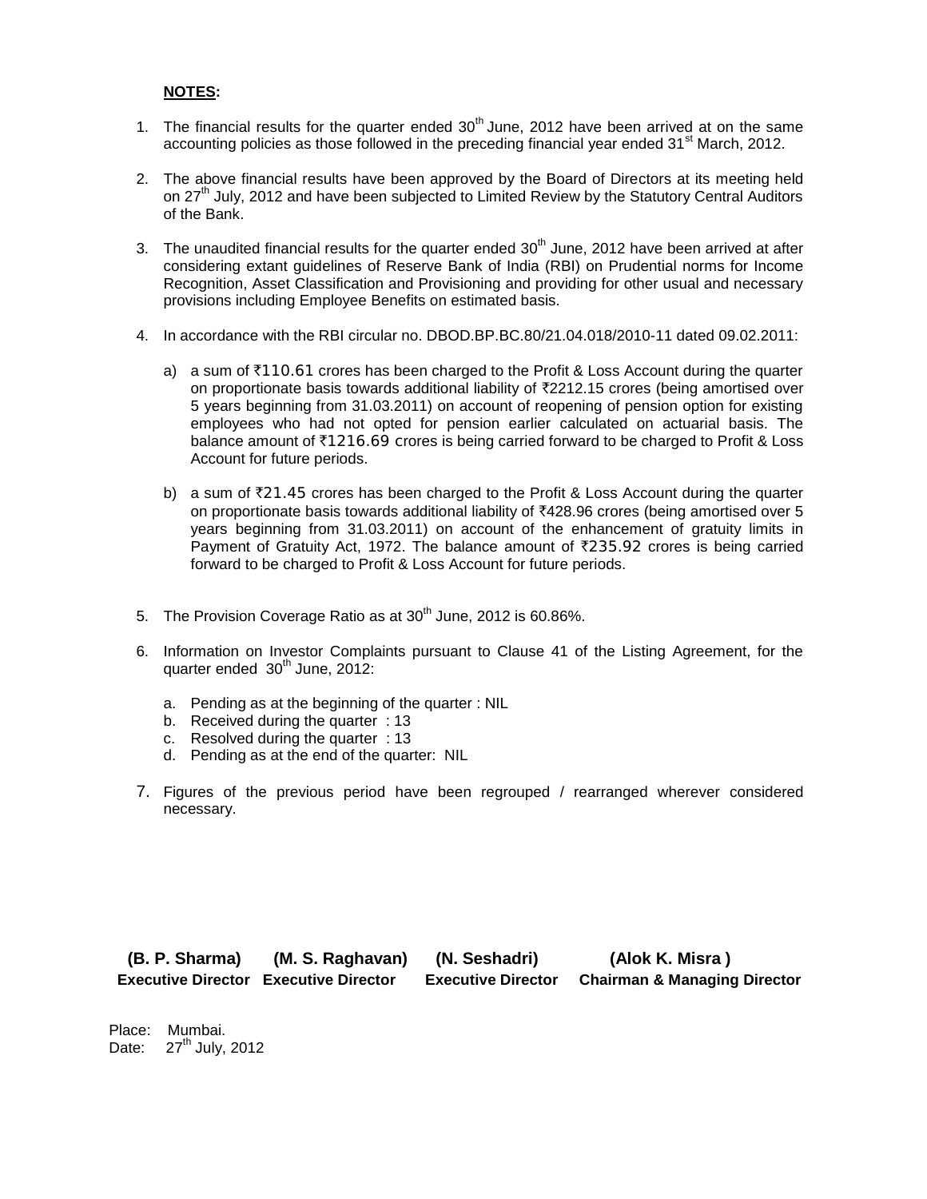**NOTES:**

1. The financial results for the quarter ended 30th June, 2012 have been arrived at on the same accounting policies as those followed in the preceding financial year ended 31st March, 2012.

2. The above financial results have been approved by the Board of Directors at its meeting held on 27th July, 2012 and have been subjected to Limited Review by the Statutory Central Auditors of the Bank.

3. The unaudited financial results for the quarter ended 30th June, 2012 have been arrived at after considering extant guidelines of Reserve Bank of India (RBI) on Prudential norms for Income Recognition, Asset Classification and Provisioning and providing for other usual and necessary provisions including Employee Benefits on estimated basis.

4. In accordance with the RBI circular no. DBOD.BP.BC.80/21.04.018/2010-11 dated 09.02.2011:

   a) a sum of ₹110.61 crores has been charged to the Profit & Loss Account during the quarter on proportionate basis towards additional liability of ₹2212.15 crores (being amortised over 5 years beginning from 31.03.2011) on account of reopening of pension option for existing employees who had not opted for pension earlier calculated on actuarial basis. The balance amount of ₹1216.69 crores is being carried forward to be charged to Profit & Loss Account for future periods.

   b) a sum of ₹21.45 crores has been charged to the Profit & Loss Account during the quarter on proportionate basis towards additional liability of ₹428.96 crores (being amortised over 5 years beginning from 31.03.2011) on account of the enhancement of gratuity limits in Payment of Gratuity Act, 1972. The balance amount of ₹235.92 crores is being carried forward to be charged to Profit & Loss Account for future periods.

5. The Provision Coverage Ratio as at 30th June, 2012 is 60.86%.

6. Information on Investor Complaints pursuant to Clause 41 of the Listing Agreement, for the quarter ended 30th June, 2012:

   a. Pending as at the beginning of the quarter : NIL
   b. Received during the quarter : 13
   c. Resolved during the quarter : 13
   d. Pending as at the end of the quarter: NIL

7. Figures of the previous period have been regrouped / rearranged wherever considered necessary.

| (B. P. Sharma) | (M. S. Raghavan) | (N. Seshadri) | (Alok K. Misra ) |
|---|---|---|---|
| **Executive Director** | **Executive Director** | **Executive Director** | **Chairman & Managing Director** |

Place: Mumbai.
Date: 27th July, 2012